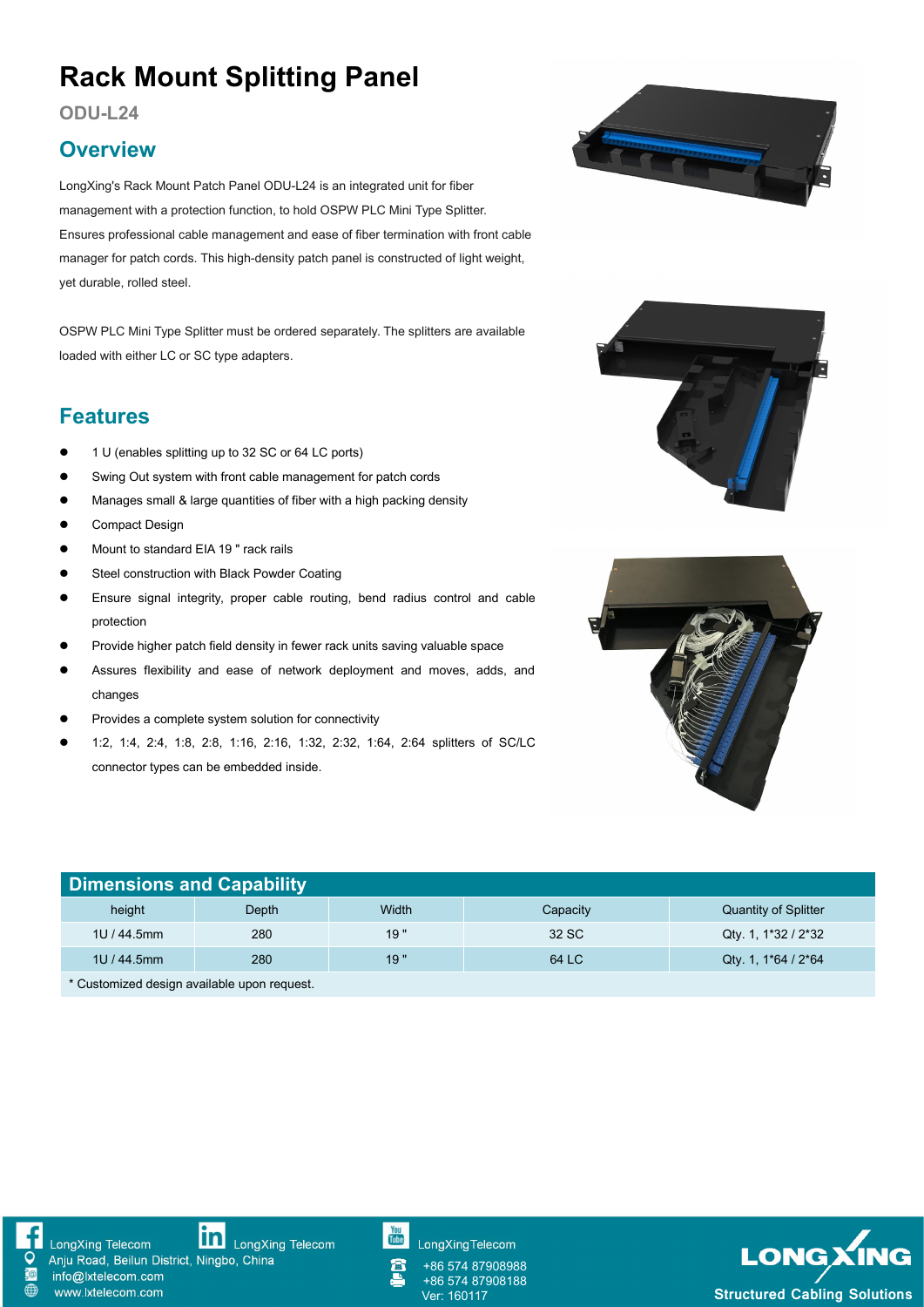# Rack Mount Splitting Panel

**ODU-L24**

## Overview

LongXing's Rack Mount Patch Panel ODU-L24 is an integrated unit for fiber management with a protection function, to hold OSPW PLC Mini Type Splitter. Ensures professional cable management and ease of fiber termination with front cable manager for patch cords. This high-density patch panel is constructed of light weight, yet durable, rolled steel.

OSPW PLC Mini Type Splitter must be ordered separately. The splitters are available loaded with either LC or SC type adapters.

## Features

- 1 U (enables splitting up to 32 SC or 64 LC ports)
- Swing Out system with front cable management for patch cords
- Manages small & large quantities of fiber with a high packing density
- Compact Design
- Mount to standard EIA 19 " rack rails
- Steel construction with Black Powder Coating
- Ensure signal integrity, proper cable routing, bend radius control and cable protection
- Provide higher patch field density in fewer rack units saving valuable space
- Assures flexibility and ease of network deployment and moves, adds, and changes
- Provides a complete system solution for connectivity
- 1:2, 1:4, 2:4, 1:8, 2:8, 1:16, 2:16, 1:32, 2:32, 1:64, 2:64 splitters of SC/LC connector types can be embedded inside.

## Dimensions and Capability

| height | Depth | Width | Capacity | Quantity of Splitter |
|---|---|---|---|---|
| 1U / 44.5mm | 280 | 19 " | 32 SC | Qty. 1, 1*32 / 2*32 |
| 1U / 44.5mm | 280 | 19 " | 64 LC | Qty. 1, 1*64 / 2*64 |

* Customized design available upon request.

LongXing Telecom
LongXing Telecom
LongXingTelecom
Anju Road, Beilun District, Ningbo, China
info@lxtelecom.com
www.lxtelecom.com
+86 574 87908988
+86 574 87908188
Ver: 160117

LONGXING
Structured Cabling Solutions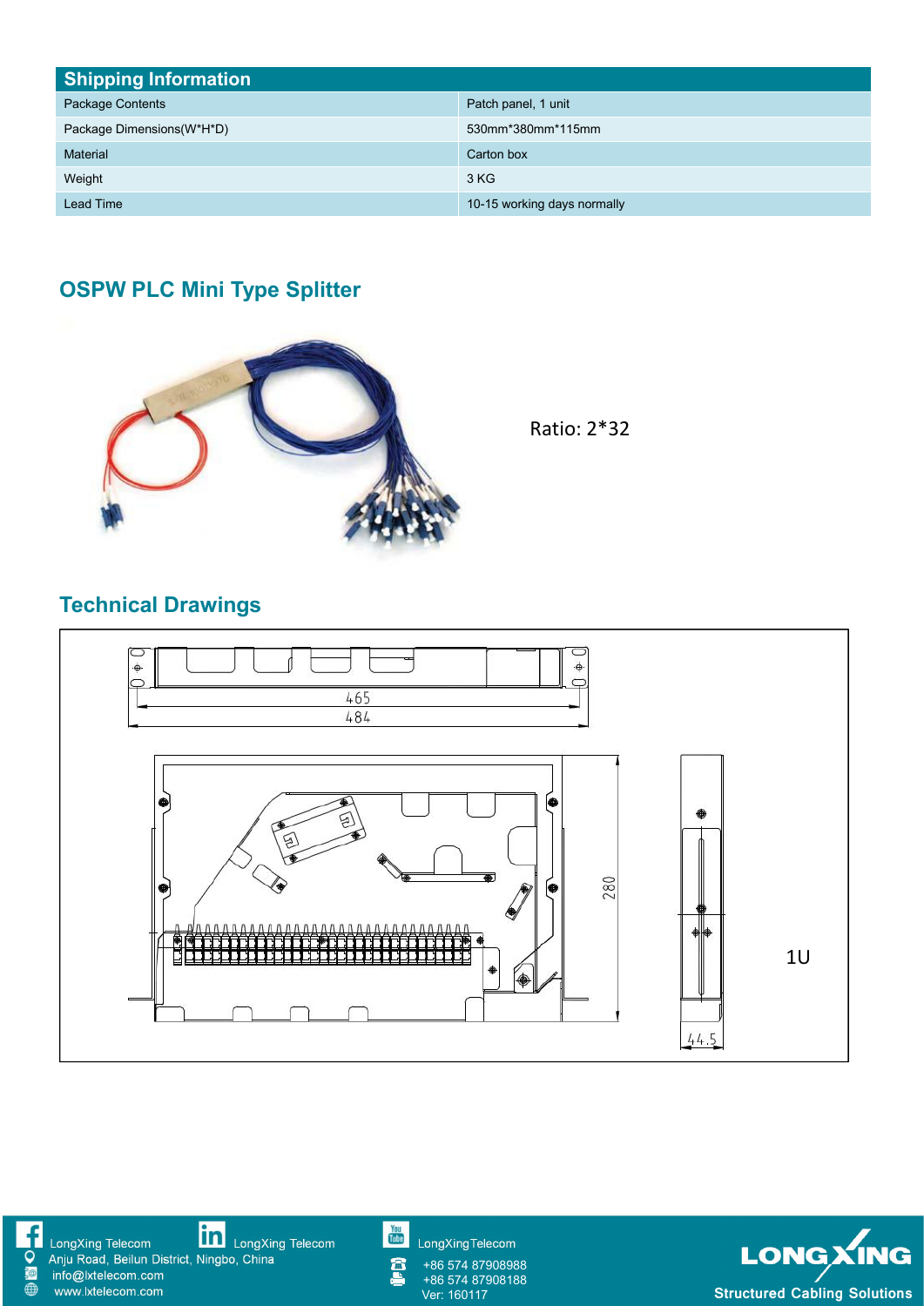## Shipping Information

| Shipping Information | |
|---|---|
| Package Contents | Patch panel, 1 unit |
| Package Dimensions(W*H*D) | 530mm*380mm*115mm |
| Material | Carton box |
| Weight | 3 KG |
| Lead Time | 10-15 working days normally |

## OSPW PLC Mini Type Splitter

Ratio: 2*32

## Technical Drawings

465

484

280

44.5

1U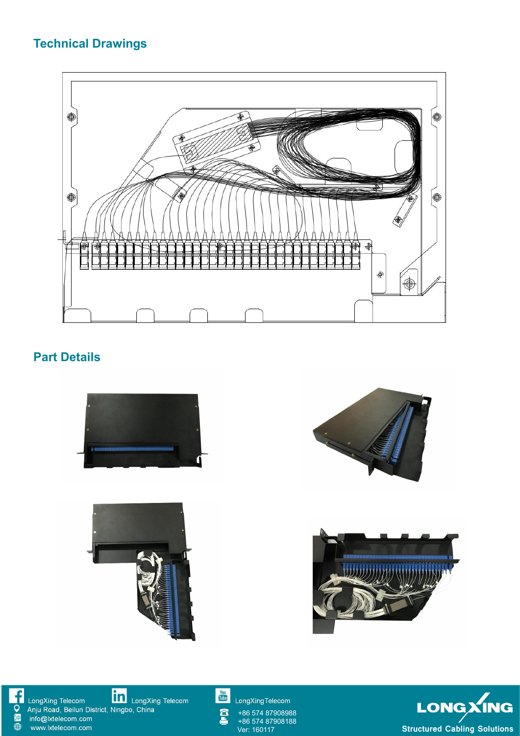## Technical Drawings

## Part Details